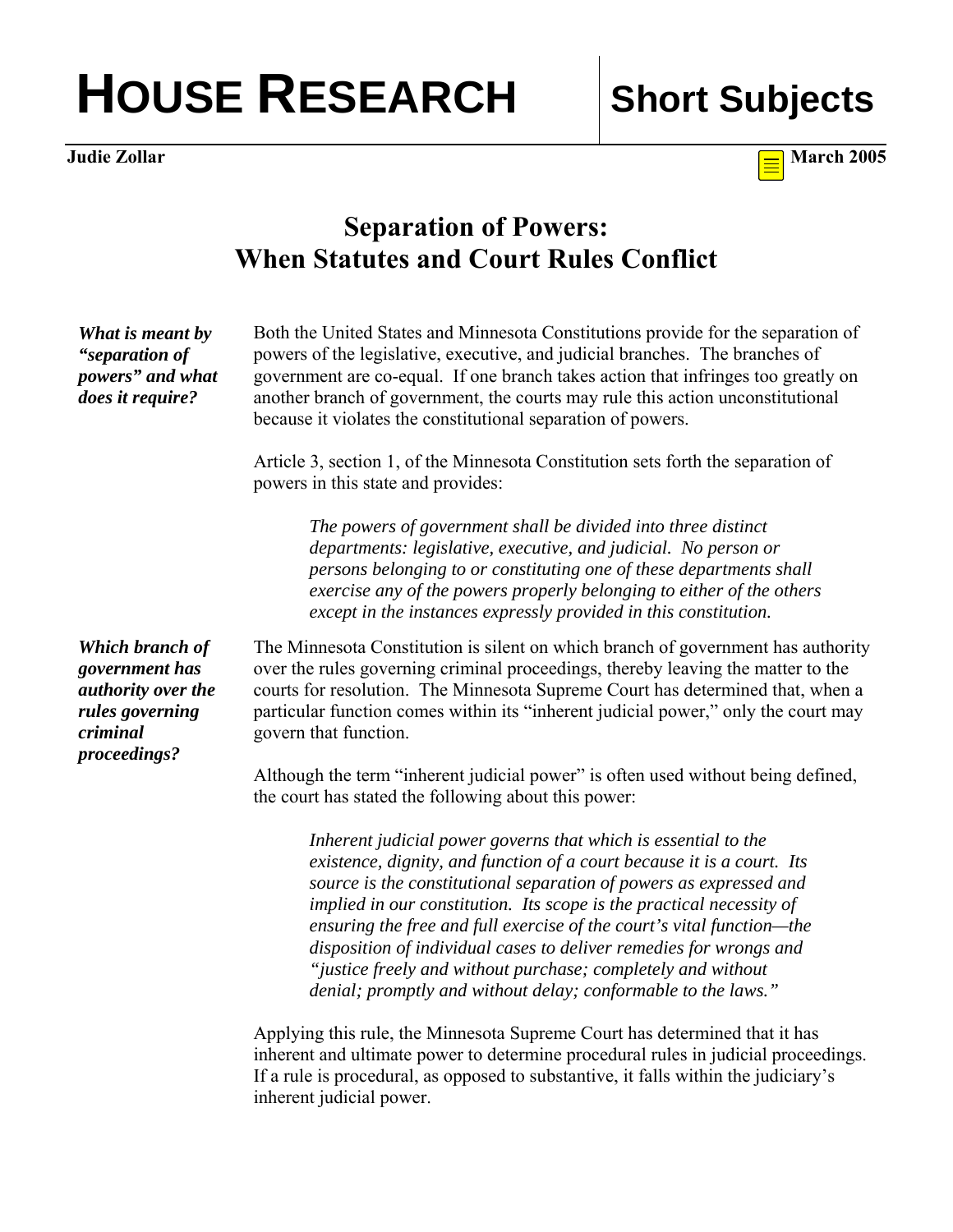# HOUSE RESEARCH | Short Subjects

**Judie Zollar** **March 2005**

## Separation of Powers: When Statutes and Court Rules Conflict

***What is meant by "separation of powers" and what does it require?***

Both the United States and Minnesota Constitutions provide for the separation of powers of the legislative, executive, and judicial branches. The branches of government are co-equal. If one branch takes action that infringes too greatly on another branch of government, the courts may rule this action unconstitutional because it violates the constitutional separation of powers.

Article 3, section 1, of the Minnesota Constitution sets forth the separation of powers in this state and provides:

> *The powers of government shall be divided into three distinct departments: legislative, executive, and judicial. No person or persons belonging to or constituting one of these departments shall exercise any of the powers properly belonging to either of the others except in the instances expressly provided in this constitution.*

***Which branch of government has authority over the rules governing criminal proceedings?***

The Minnesota Constitution is silent on which branch of government has authority over the rules governing criminal proceedings, thereby leaving the matter to the courts for resolution. The Minnesota Supreme Court has determined that, when a particular function comes within its "inherent judicial power," only the court may govern that function.

Although the term "inherent judicial power" is often used without being defined, the court has stated the following about this power:

> *Inherent judicial power governs that which is essential to the existence, dignity, and function of a court because it is a court. Its source is the constitutional separation of powers as expressed and implied in our constitution. Its scope is the practical necessity of ensuring the free and full exercise of the court's vital function—the disposition of individual cases to deliver remedies for wrongs and "justice freely and without purchase; completely and without denial; promptly and without delay; conformable to the laws."*

Applying this rule, the Minnesota Supreme Court has determined that it has inherent and ultimate power to determine procedural rules in judicial proceedings. If a rule is procedural, as opposed to substantive, it falls within the judiciary's inherent judicial power.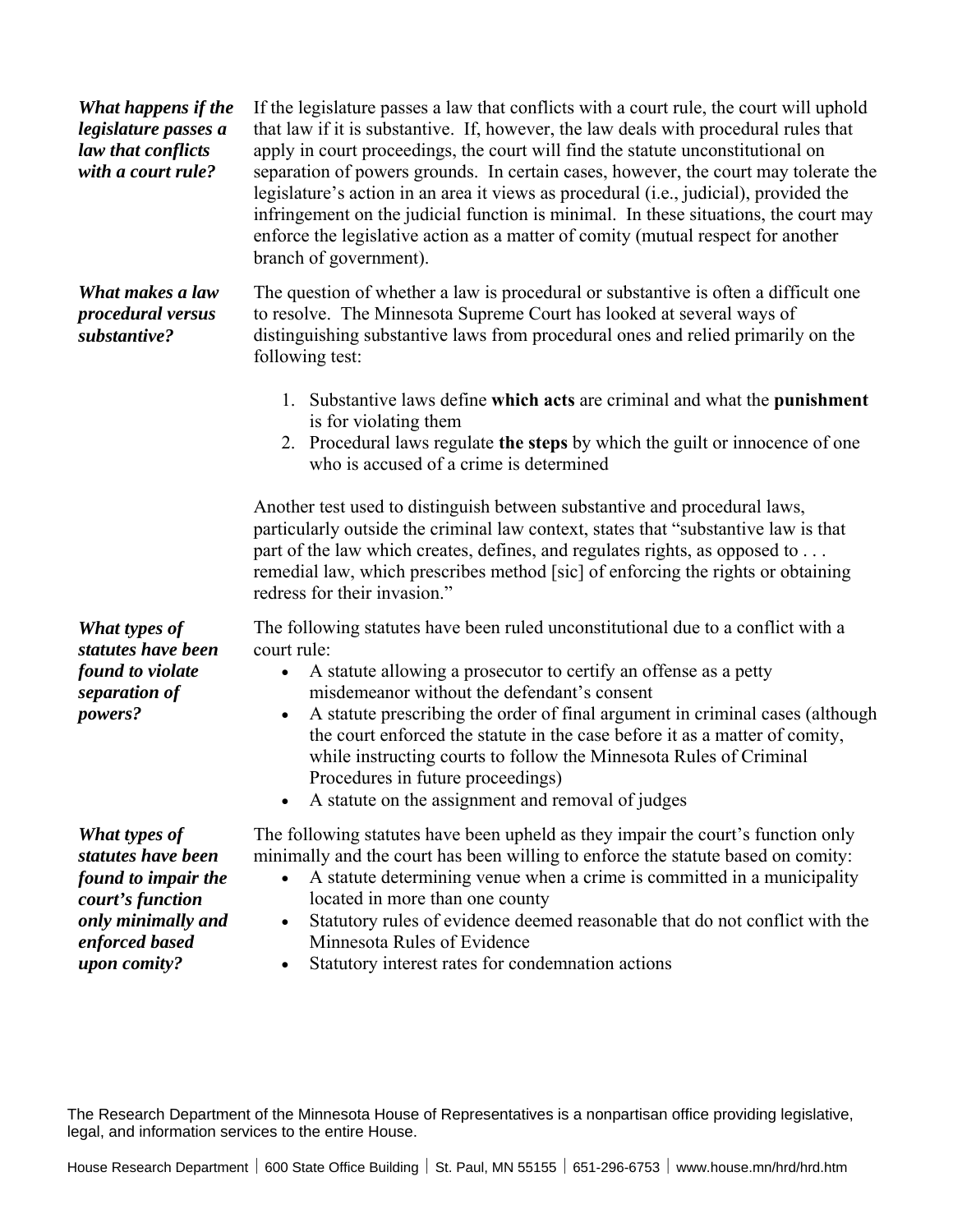***What happens if the legislature passes a law that conflicts with a court rule?***

If the legislature passes a law that conflicts with a court rule, the court will uphold that law if it is substantive. If, however, the law deals with procedural rules that apply in court proceedings, the court will find the statute unconstitutional on separation of powers grounds. In certain cases, however, the court may tolerate the legislature's action in an area it views as procedural (i.e., judicial), provided the infringement on the judicial function is minimal. In these situations, the court may enforce the legislative action as a matter of comity (mutual respect for another branch of government).

***What makes a law procedural versus substantive?***

The question of whether a law is procedural or substantive is often a difficult one to resolve. The Minnesota Supreme Court has looked at several ways of distinguishing substantive laws from procedural ones and relied primarily on the following test:

1. Substantive laws define **which acts** are criminal and what the **punishment** is for violating them
2. Procedural laws regulate **the steps** by which the guilt or innocence of one who is accused of a crime is determined

Another test used to distinguish between substantive and procedural laws, particularly outside the criminal law context, states that "substantive law is that part of the law which creates, defines, and regulates rights, as opposed to . . . remedial law, which prescribes method [sic] of enforcing the rights or obtaining redress for their invasion."

***What types of statutes have been found to violate separation of powers?***

The following statutes have been ruled unconstitutional due to a conflict with a court rule:

- A statute allowing a prosecutor to certify an offense as a petty misdemeanor without the defendant's consent
- A statute prescribing the order of final argument in criminal cases (although the court enforced the statute in the case before it as a matter of comity, while instructing courts to follow the Minnesota Rules of Criminal Procedures in future proceedings)
- A statute on the assignment and removal of judges

***What types of statutes have been found to impair the court's function only minimally and enforced based upon comity?***

The following statutes have been upheld as they impair the court's function only minimally and the court has been willing to enforce the statute based on comity:

- A statute determining venue when a crime is committed in a municipality located in more than one county
- Statutory rules of evidence deemed reasonable that do not conflict with the Minnesota Rules of Evidence
- Statutory interest rates for condemnation actions

The Research Department of the Minnesota House of Representatives is a nonpartisan office providing legislative, legal, and information services to the entire House.

House Research Department | 600 State Office Building | St. Paul, MN 55155 | 651-296-6753 | www.house.mn/hrd/hrd.htm